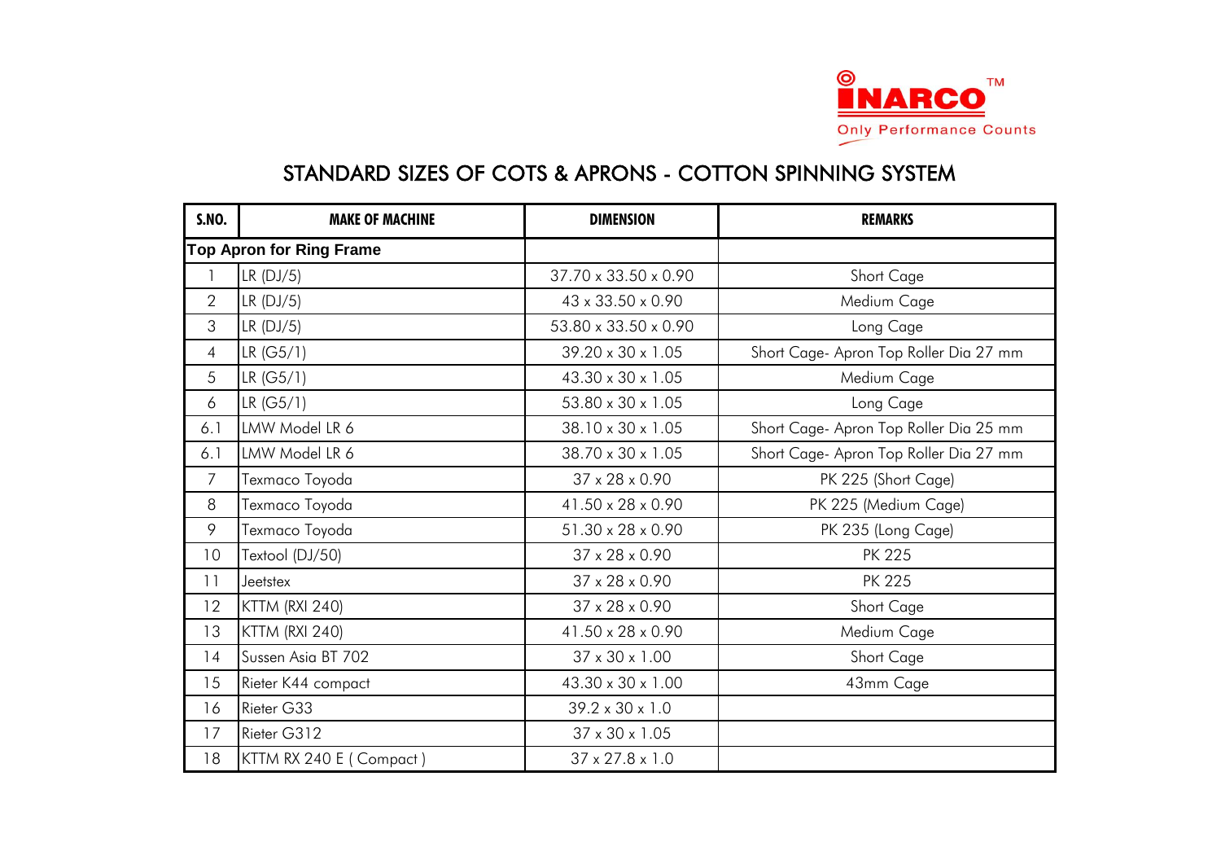INARCO™

Only Performance Counts

# STANDARD SIZES OF COTS & APRONS - COTTON SPINNING SYSTEM

| S.NO. | MAKE OF MACHINE | DIMENSION | REMARKS |
|---|---|---|---|
| **Top Apron for Ring Frame** | | | |
| 1 | LR (DJ/5) | 37.70 x 33.50 x 0.90 | Short Cage |
| 2 | LR (DJ/5) | 43 x 33.50 x 0.90 | Medium Cage |
| 3 | LR (DJ/5) | 53.80 x 33.50 x 0.90 | Long Cage |
| 4 | LR (G5/1) | 39.20 x 30 x 1.05 | Short Cage- Apron Top Roller Dia 27 mm |
| 5 | LR (G5/1) | 43.30 x 30 x 1.05 | Medium Cage |
| 6 | LR (G5/1) | 53.80 x 30 x 1.05 | Long Cage |
| 6.1 | LMW Model LR 6 | 38.10 x 30 x 1.05 | Short Cage- Apron Top Roller Dia 25 mm |
| 6.1 | LMW Model LR 6 | 38.70 x 30 x 1.05 | Short Cage- Apron Top Roller Dia 27 mm |
| 7 | Texmaco Toyoda | 37 x 28 x 0.90 | PK 225 (Short Cage) |
| 8 | Texmaco Toyoda | 41.50 x 28 x 0.90 | PK 225 (Medium Cage) |
| 9 | Texmaco Toyoda | 51.30 x 28 x 0.90 | PK 235 (Long Cage) |
| 10 | Textool (DJ/50) | 37 x 28 x 0.90 | PK 225 |
| 11 | Jeetstex | 37 x 28 x 0.90 | PK 225 |
| 12 | KTTM (RXI 240) | 37 x 28 x 0.90 | Short Cage |
| 13 | KTTM (RXI 240) | 41.50 x 28 x 0.90 | Medium Cage |
| 14 | Sussen Asia BT 702 | 37 x 30 x 1.00 | Short Cage |
| 15 | Rieter K44 compact | 43.30 x 30 x 1.00 | 43mm Cage |
| 16 | Rieter G33 | 39.2 x 30 x 1.0 | |
| 17 | Rieter G312 | 37 x 30 x 1.05 | |
| 18 | KTTM RX 240 E ( Compact ) | 37 x 27.8 x 1.0 | |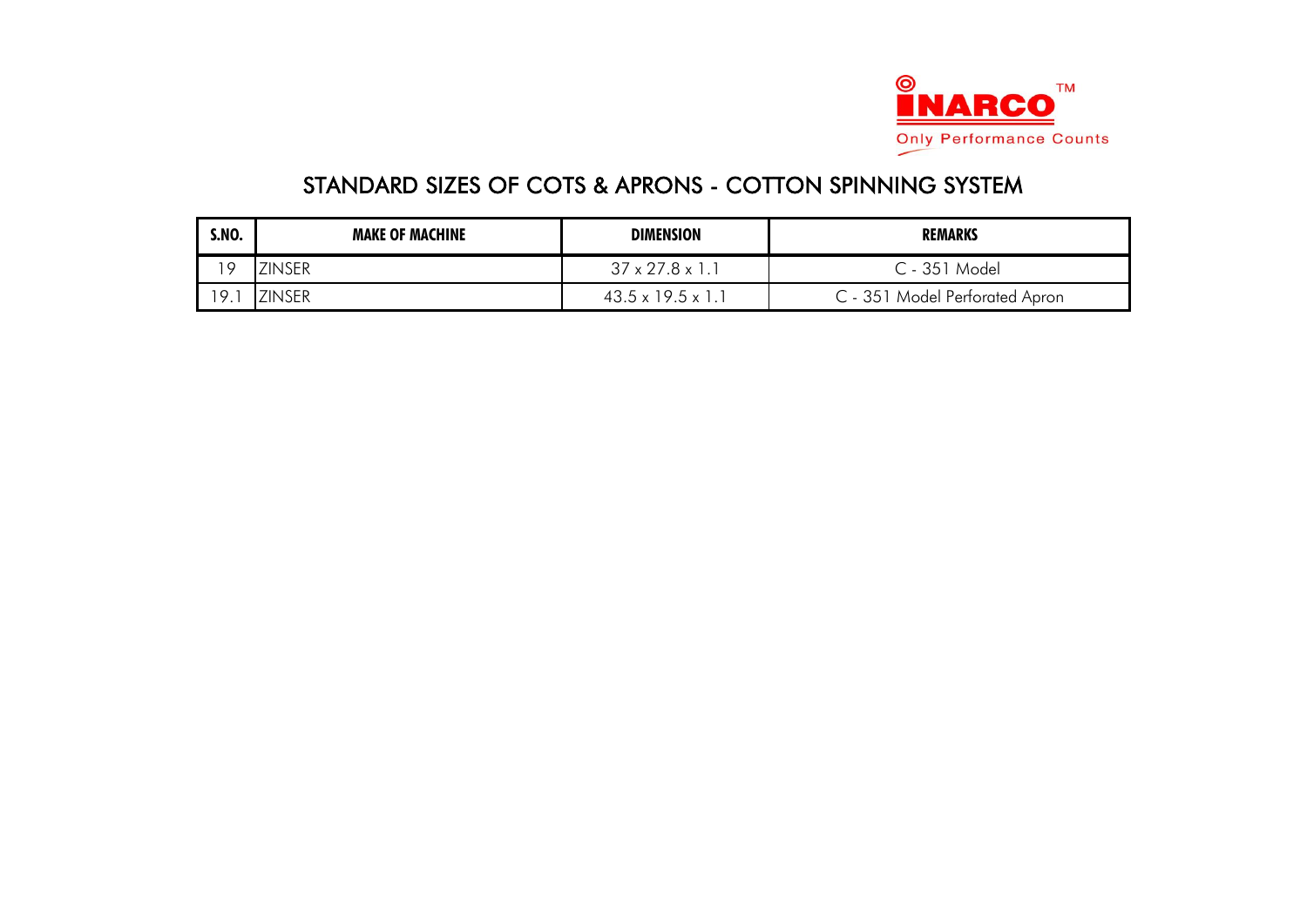INARCO™
Only Performance Counts

# STANDARD SIZES OF COTS & APRONS - COTTON SPINNING SYSTEM

| S.NO. | MAKE OF MACHINE | DIMENSION | REMARKS |
|---|---|---|---|
| 19 | ZINSER | 37 x 27.8 x 1.1 | C - 351 Model |
| 19.1 | ZINSER | 43.5 x 19.5 x 1.1 | C - 351 Model Perforated Apron |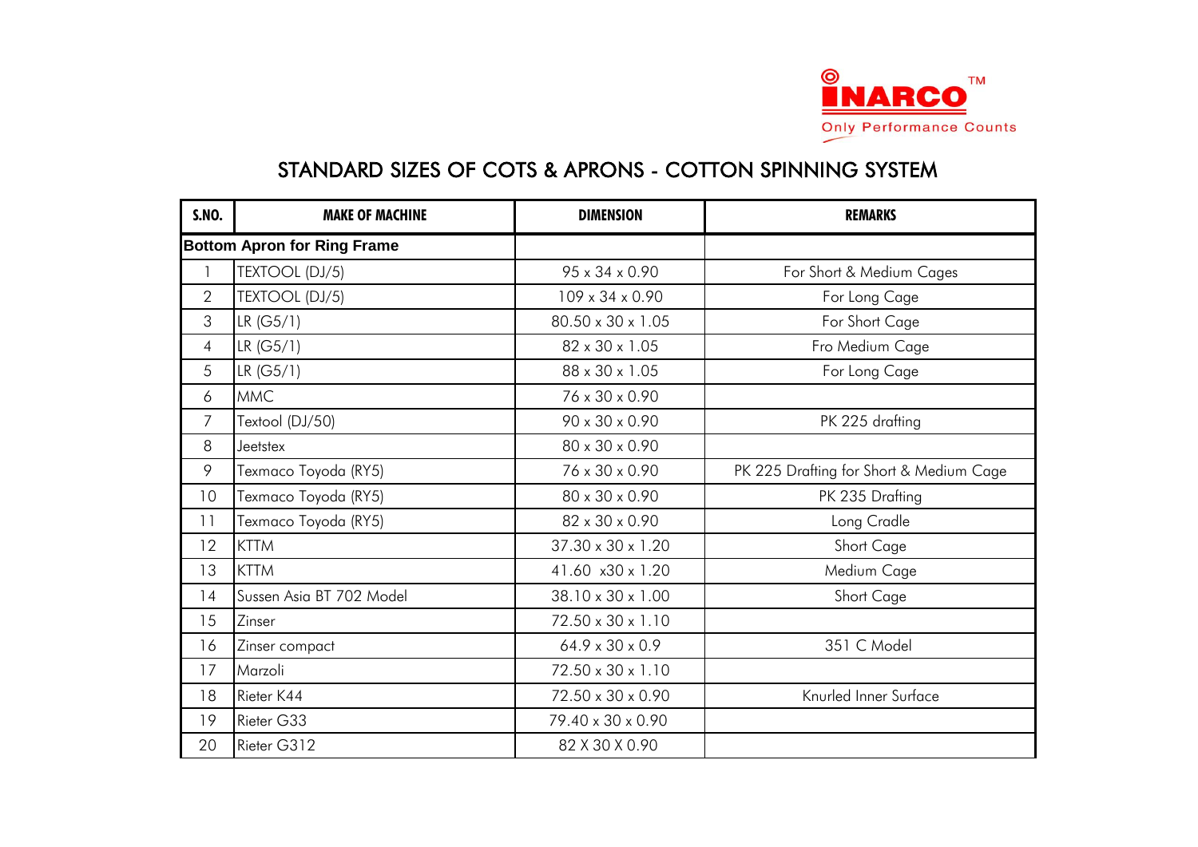INARCO™

Only Performance Counts

# STANDARD SIZES OF COTS & APRONS - COTTON SPINNING SYSTEM

| S.NO. | MAKE OF MACHINE | DIMENSION | REMARKS |
|---|---|---|---|
| **Bottom Apron for Ring Frame** | | | |
| 1 | TEXTOOL (DJ/5) | 95 x 34 x 0.90 | For Short & Medium Cages |
| 2 | TEXTOOL (DJ/5) | 109 x 34 x 0.90 | For Long Cage |
| 3 | LR (G5/1) | 80.50 x 30 x 1.05 | For Short Cage |
| 4 | LR (G5/1) | 82 x 30 x 1.05 | Fro Medium Cage |
| 5 | LR (G5/1) | 88 x 30 x 1.05 | For Long Cage |
| 6 | MMC | 76 x 30 x 0.90 | |
| 7 | Textool (DJ/50) | 90 x 30 x 0.90 | PK 225 drafting |
| 8 | Jeetstex | 80 x 30 x 0.90 | |
| 9 | Texmaco Toyoda (RY5) | 76 x 30 x 0.90 | PK 225 Drafting for Short & Medium Cage |
| 10 | Texmaco Toyoda (RY5) | 80 x 30 x 0.90 | PK 235 Drafting |
| 11 | Texmaco Toyoda (RY5) | 82 x 30 x 0.90 | Long Cradle |
| 12 | KTTM | 37.30 x 30 x 1.20 | Short Cage |
| 13 | KTTM | 41.60 x30 x 1.20 | Medium Cage |
| 14 | Sussen Asia BT 702 Model | 38.10 x 30 x 1.00 | Short Cage |
| 15 | Zinser | 72.50 x 30 x 1.10 | |
| 16 | Zinser compact | 64.9 x 30 x 0.9 | 351 C Model |
| 17 | Marzoli | 72.50 x 30 x 1.10 | |
| 18 | Rieter K44 | 72.50 x 30 x 0.90 | Knurled Inner Surface |
| 19 | Rieter G33 | 79.40 x 30 x 0.90 | |
| 20 | Rieter G312 | 82 X 30 X 0.90 | |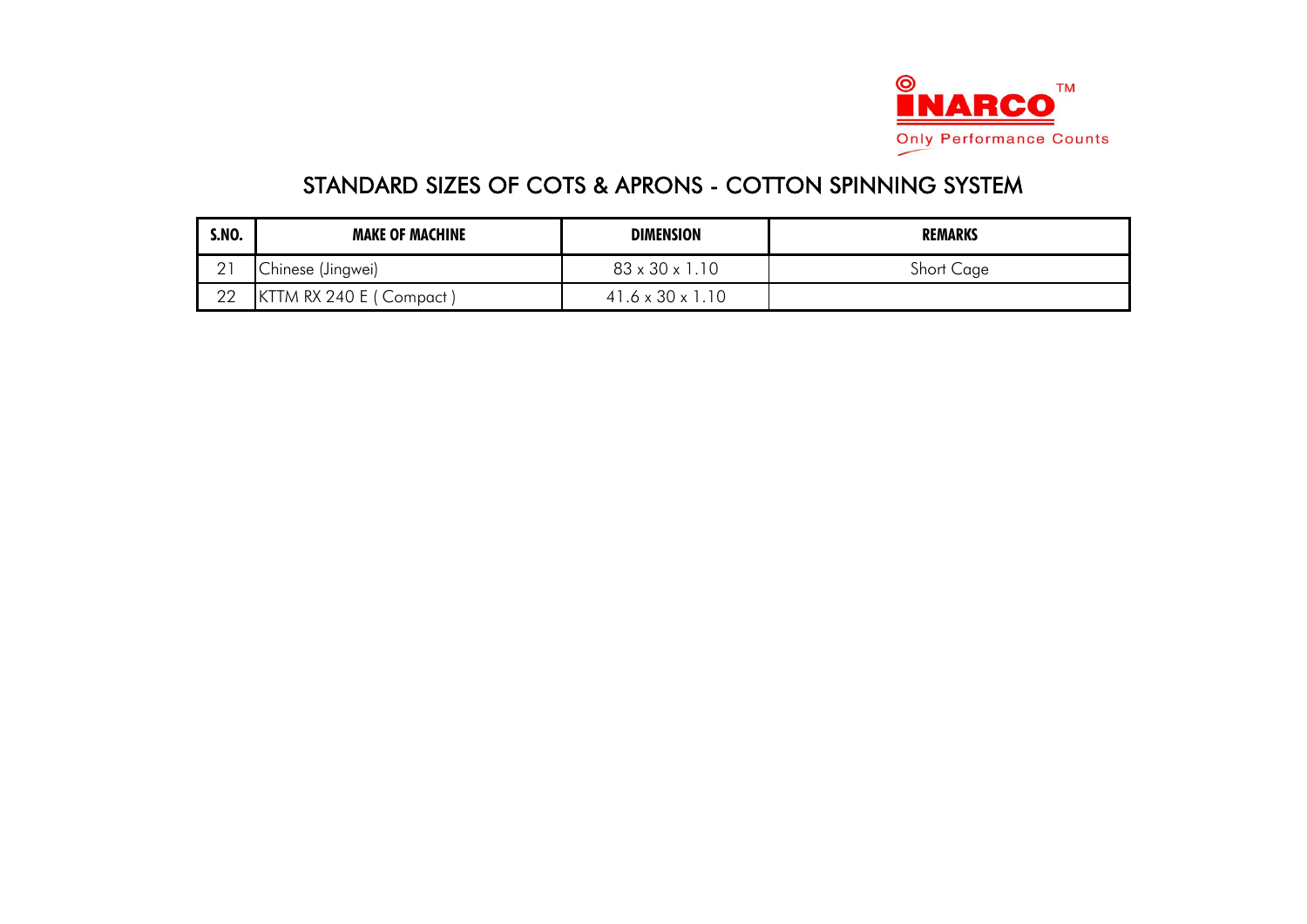INARCO™
Only Performance Counts

# STANDARD SIZES OF COTS & APRONS - COTTON SPINNING SYSTEM

| S.NO. | MAKE OF MACHINE | DIMENSION | REMARKS |
|---|---|---|---|
| 21 | Chinese (Jingwei) | 83 x 30 x 1.10 | Short Cage |
| 22 | KTTM RX 240 E ( Compact ) | 41.6 x 30 x 1.10 | |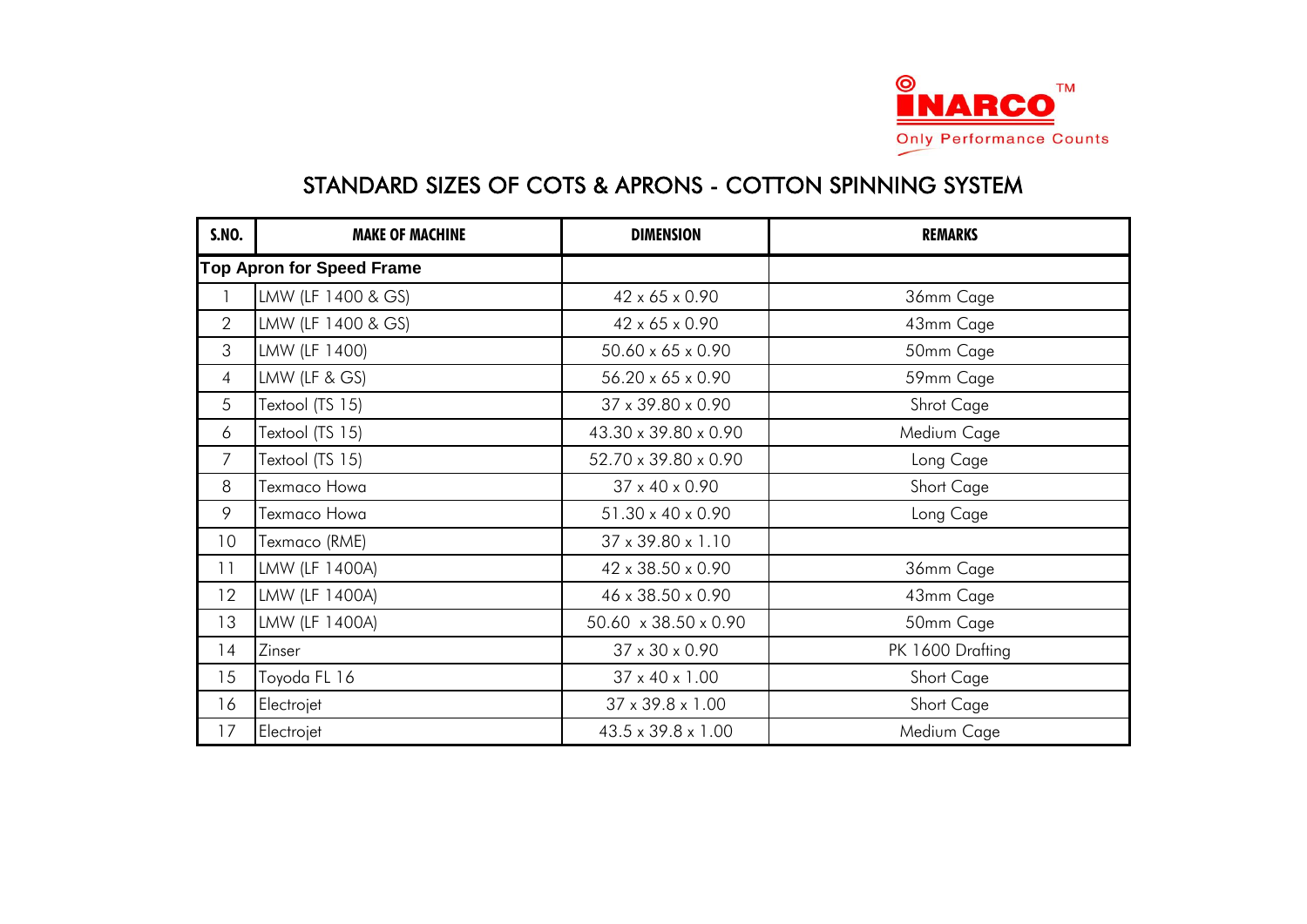INARCO™
Only Performance Counts

# STANDARD SIZES OF COTS & APRONS - COTTON SPINNING SYSTEM

| S.NO. | MAKE OF MACHINE | DIMENSION | REMARKS |
|---|---|---|---|
| **Top Apron for Speed Frame** | | | |
| 1 | LMW (LF 1400 & GS) | 42 x 65 x 0.90 | 36mm Cage |
| 2 | LMW (LF 1400 & GS) | 42 x 65 x 0.90 | 43mm Cage |
| 3 | LMW (LF 1400) | 50.60 x 65 x 0.90 | 50mm Cage |
| 4 | LMW (LF & GS) | 56.20 x 65 x 0.90 | 59mm Cage |
| 5 | Textool (TS 15) | 37 x 39.80 x 0.90 | Shrot Cage |
| 6 | Textool (TS 15) | 43.30 x 39.80 x 0.90 | Medium Cage |
| 7 | Textool (TS 15) | 52.70 x 39.80 x 0.90 | Long Cage |
| 8 | Texmaco Howa | 37 x 40 x 0.90 | Short Cage |
| 9 | Texmaco Howa | 51.30 x 40 x 0.90 | Long Cage |
| 10 | Texmaco (RME) | 37 x 39.80 x 1.10 | |
| 11 | LMW (LF 1400A) | 42 x 38.50 x 0.90 | 36mm Cage |
| 12 | LMW (LF 1400A) | 46 x 38.50 x 0.90 | 43mm Cage |
| 13 | LMW (LF 1400A) | 50.60 x 38.50 x 0.90 | 50mm Cage |
| 14 | Zinser | 37 x 30 x 0.90 | PK 1600 Drafting |
| 15 | Toyoda FL 16 | 37 x 40 x 1.00 | Short Cage |
| 16 | Electrojet | 37 x 39.8 x 1.00 | Short Cage |
| 17 | Electrojet | 43.5 x 39.8 x 1.00 | Medium Cage |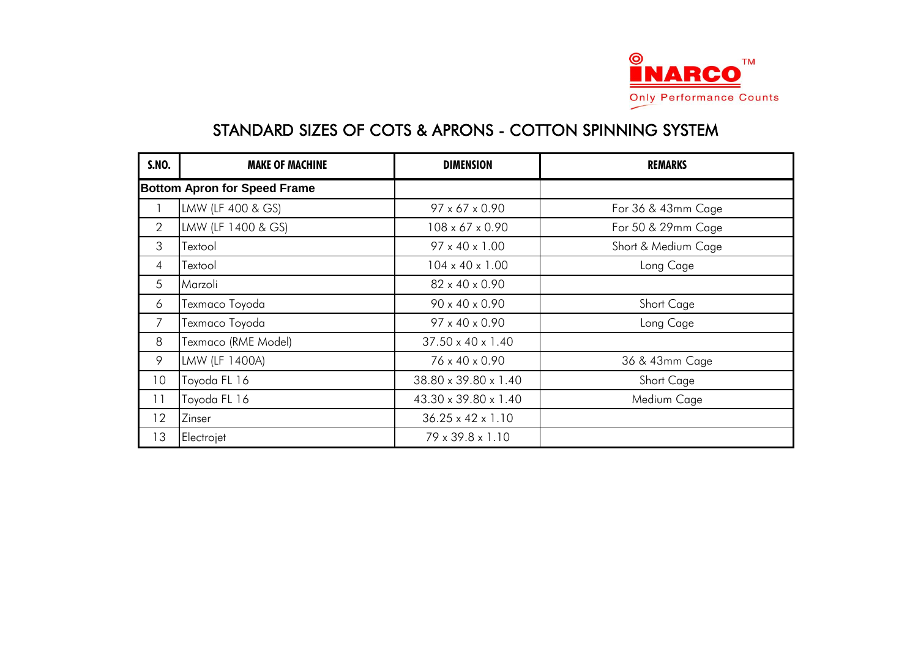**INARCO**™
Only Performance Counts

# STANDARD SIZES OF COTS & APRONS - COTTON SPINNING SYSTEM

| S.NO. | MAKE OF MACHINE | DIMENSION | REMARKS |
|---|---|---|---|
| **Bottom Apron for Speed Frame** | | | |
| 1 | LMW (LF 400 & GS) | 97 x 67 x 0.90 | For 36 & 43mm Cage |
| 2 | LMW (LF 1400 & GS) | 108 x 67 x 0.90 | For 50 & 29mm Cage |
| 3 | Textool | 97 x 40 x 1.00 | Short & Medium Cage |
| 4 | Textool | 104 x 40 x 1.00 | Long Cage |
| 5 | Marzoli | 82 x 40 x 0.90 | |
| 6 | Texmaco Toyoda | 90 x 40 x 0.90 | Short Cage |
| 7 | Texmaco Toyoda | 97 x 40 x 0.90 | Long Cage |
| 8 | Texmaco (RME Model) | 37.50 x 40 x 1.40 | |
| 9 | LMW (LF 1400A) | 76 x 40 x 0.90 | 36 & 43mm Cage |
| 10 | Toyoda FL 16 | 38.80 x 39.80 x 1.40 | Short Cage |
| 11 | Toyoda FL 16 | 43.30 x 39.80 x 1.40 | Medium Cage |
| 12 | Zinser | 36.25 x 42 x 1.10 | |
| 13 | Electrojet | 79 x 39.8 x 1.10 | |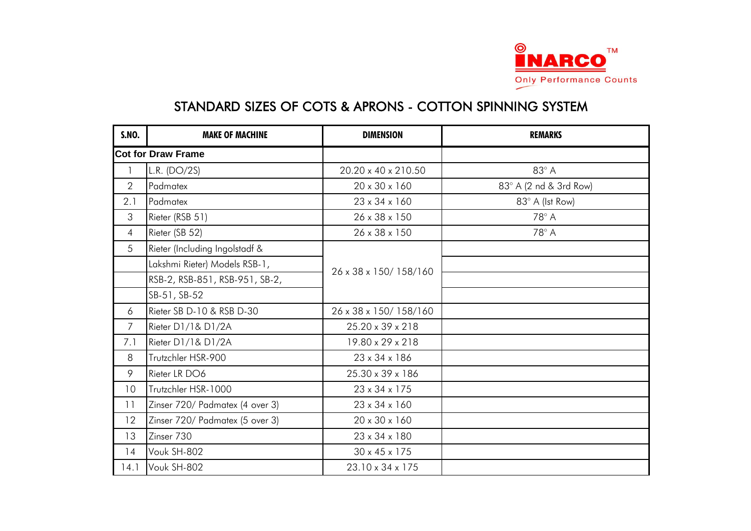INARCO™
Only Performance Counts

# STANDARD SIZES OF COTS & APRONS - COTTON SPINNING SYSTEM

| S.NO. | MAKE OF MACHINE | DIMENSION | REMARKS |
|---|---|---|---|
| **Cot for Draw Frame** | | | |
| 1 | L.R. (DO/2S) | 20.20 x 40 x 210.50 | 83° A |
| 2 | Padmatex | 20 x 30 x 160 | 83° A (2 nd & 3rd Row) |
| 2.1 | Padmatex | 23 x 34 x 160 | 83° A (Ist Row) |
| 3 | Rieter (RSB 51) | 26 x 38 x 150 | 78° A |
| 4 | Rieter (SB 52) | 26 x 38 x 150 | 78° A |
| 5 | Rieter (Including Ingolstadf & Lakshmi Rieter) Models RSB-1, RSB-2, RSB-851, RSB-951, SB-2, SB-51, SB-52 | 26 x 38 x 150/ 158/160 | |
| 6 | Rieter SB D-10 & RSB D-30 | 26 x 38 x 150/ 158/160 | |
| 7 | Rieter D1/1& D1/2A | 25.20 x 39 x 218 | |
| 7.1 | Rieter D1/1& D1/2A | 19.80 x 29 x 218 | |
| 8 | Trutzchler HSR-900 | 23 x 34 x 186 | |
| 9 | Rieter LR DO6 | 25.30 x 39 x 186 | |
| 10 | Trutzchler HSR-1000 | 23 x 34 x 175 | |
| 11 | Zinser 720/ Padmatex (4 over 3) | 23 x 34 x 160 | |
| 12 | Zinser 720/ Padmatex (5 over 3) | 20 x 30 x 160 | |
| 13 | Zinser 730 | 23 x 34 x 180 | |
| 14 | Vouk SH-802 | 30 x 45 x 175 | |
| 14.1 | Vouk SH-802 | 23.10 x 34 x 175 | |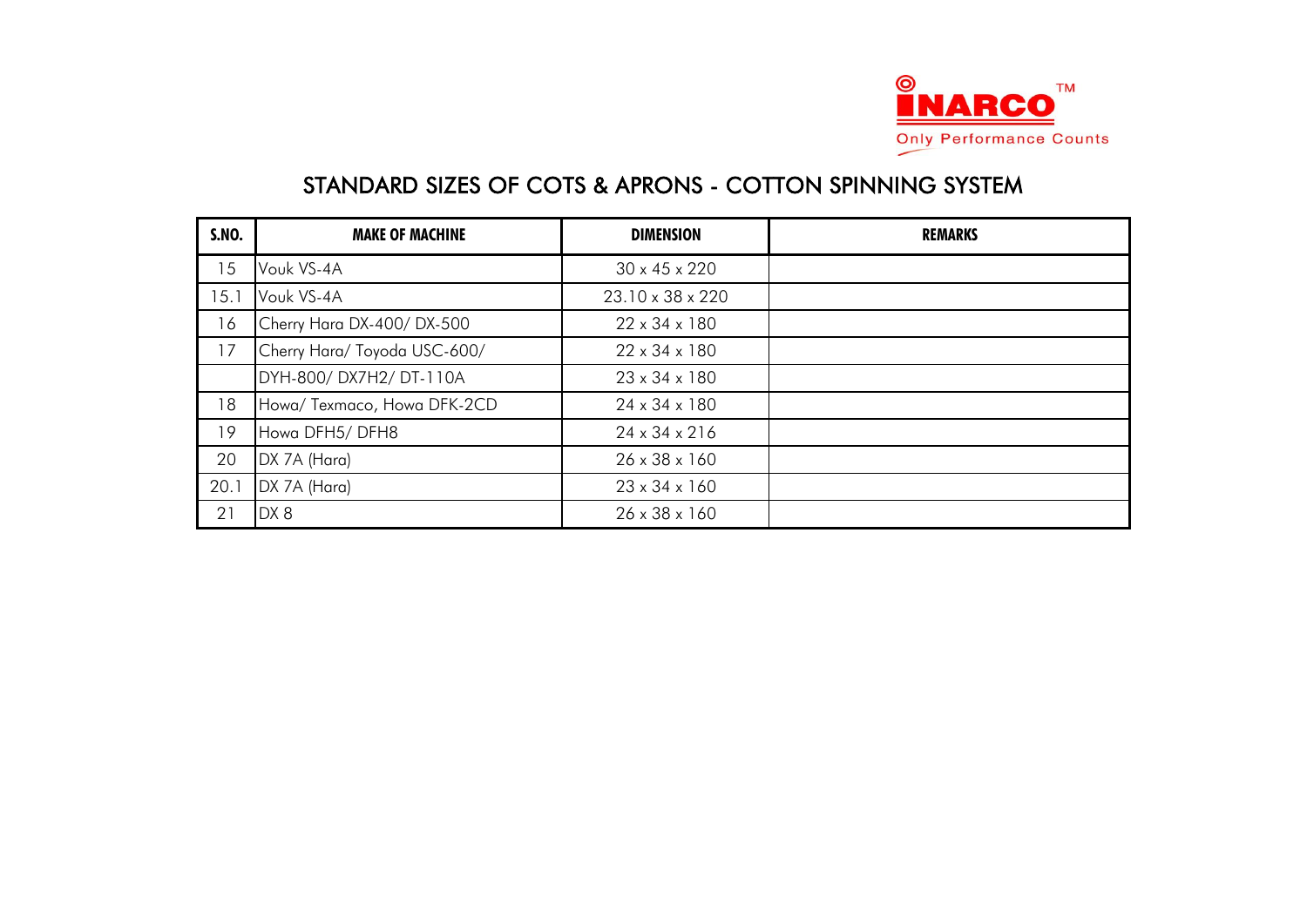INARCO™
Only Performance Counts

# STANDARD SIZES OF COTS & APRONS - COTTON SPINNING SYSTEM

| S.NO. | MAKE OF MACHINE | DIMENSION | REMARKS |
|---|---|---|---|
| 15 | Vouk VS-4A | 30 x 45 x 220 | |
| 15.1 | Vouk VS-4A | 23.10 x 38 x 220 | |
| 16 | Cherry Hara DX-400/ DX-500 | 22 x 34 x 180 | |
| 17 | Cherry Hara/ Toyoda USC-600/ | 22 x 34 x 180 | |
| | DYH-800/ DX7H2/ DT-110A | 23 x 34 x 180 | |
| 18 | Howa/ Texmaco, Howa DFK-2CD | 24 x 34 x 180 | |
| 19 | Howa DFH5/ DFH8 | 24 x 34 x 216 | |
| 20 | DX 7A (Hara) | 26 x 38 x 160 | |
| 20.1 | DX 7A (Hara) | 23 x 34 x 160 | |
| 21 | DX 8 | 26 x 38 x 160 | |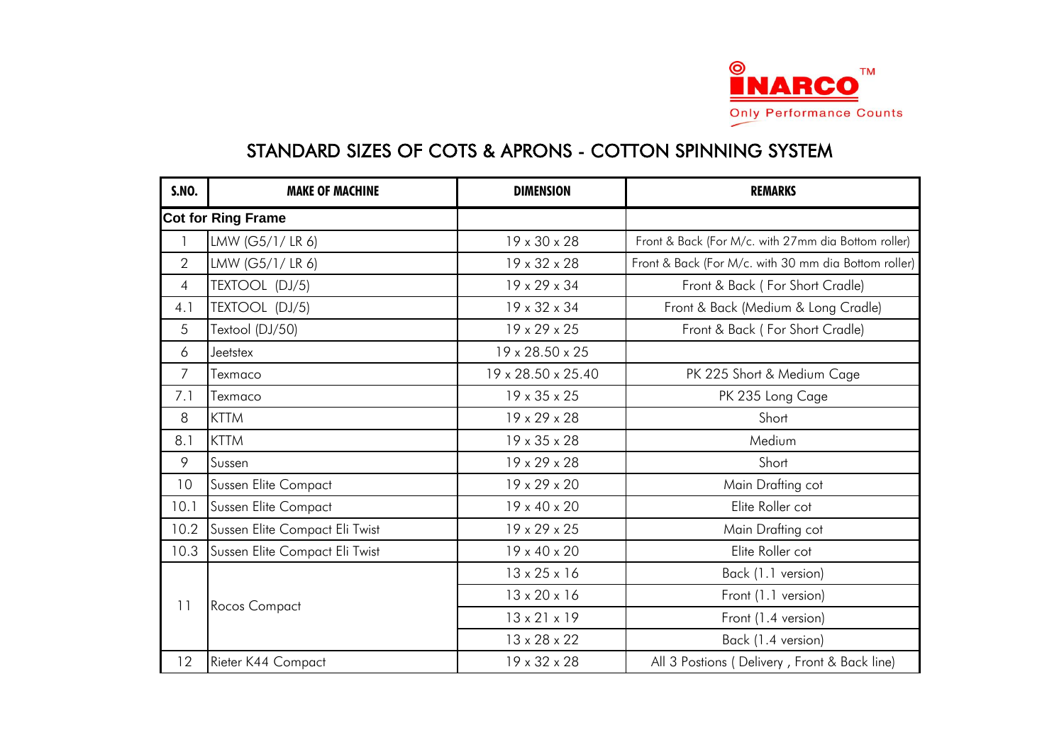INARCO™

Only Performance Counts

# STANDARD SIZES OF COTS & APRONS - COTTON SPINNING SYSTEM

| S.NO. | MAKE OF MACHINE | DIMENSION | REMARKS |
|---|---|---|---|
| **Cot for Ring Frame** | | | |
| 1 | LMW (G5/1/ LR 6) | 19 x 30 x 28 | Front & Back (For M/c. with 27mm dia Bottom roller) |
| 2 | LMW (G5/1/ LR 6) | 19 x 32 x 28 | Front & Back (For M/c. with 30 mm dia Bottom roller) |
| 4 | TEXTOOL (DJ/5) | 19 x 29 x 34 | Front & Back ( For Short Cradle) |
| 4.1 | TEXTOOL (DJ/5) | 19 x 32 x 34 | Front & Back (Medium & Long Cradle) |
| 5 | Textool (DJ/50) | 19 x 29 x 25 | Front & Back ( For Short Cradle) |
| 6 | Jeetstex | 19 x 28.50 x 25 | |
| 7 | Texmaco | 19 x 28.50 x 25.40 | PK 225 Short & Medium Cage |
| 7.1 | Texmaco | 19 x 35 x 25 | PK 235 Long Cage |
| 8 | KTTM | 19 x 29 x 28 | Short |
| 8.1 | KTTM | 19 x 35 x 28 | Medium |
| 9 | Sussen | 19 x 29 x 28 | Short |
| 10 | Sussen Elite Compact | 19 x 29 x 20 | Main Drafting cot |
| 10.1 | Sussen Elite Compact | 19 x 40 x 20 | Elite Roller cot |
| 10.2 | Sussen Elite Compact Eli Twist | 19 x 29 x 25 | Main Drafting cot |
| 10.3 | Sussen Elite Compact Eli Twist | 19 x 40 x 20 | Elite Roller cot |
| 11 | Rocos Compact | 13 x 25 x 16 | Back (1.1 version) |
| | | 13 x 20 x 16 | Front (1.1 version) |
| | | 13 x 21 x 19 | Front (1.4 version) |
| | | 13 x 28 x 22 | Back (1.4 version) |
| 12 | Rieter K44 Compact | 19 x 32 x 28 | All 3 Postions ( Delivery , Front & Back line) |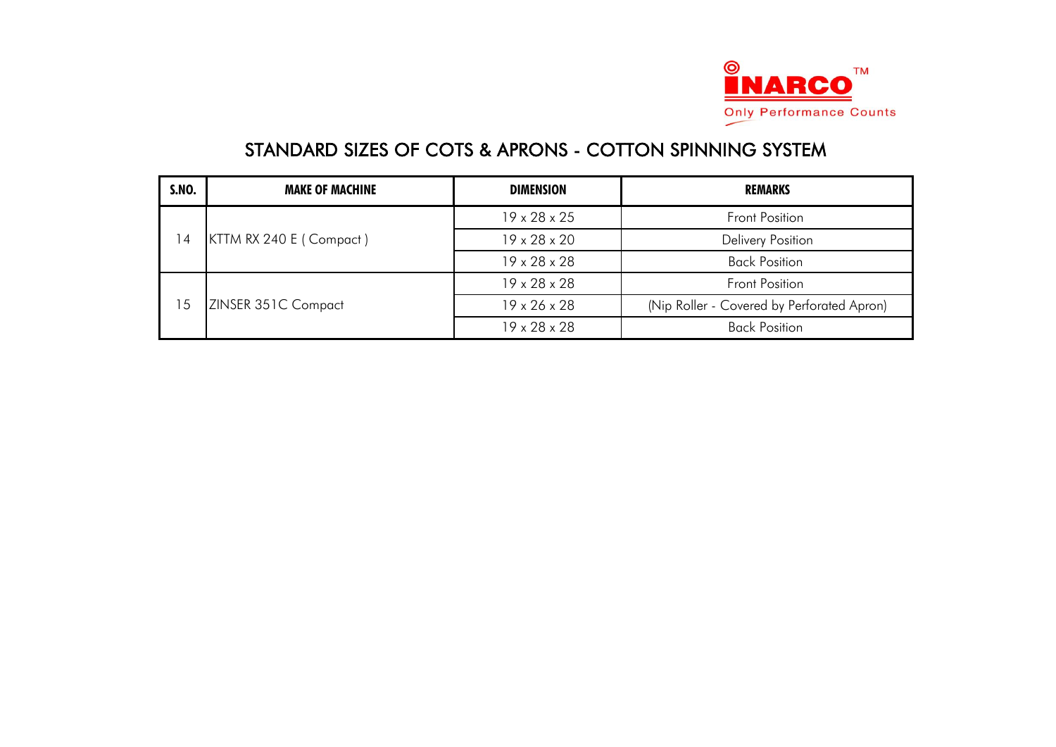INARCO™
Only Performance Counts

## STANDARD SIZES OF COTS & APRONS - COTTON SPINNING SYSTEM

| S.NO. | MAKE OF MACHINE | DIMENSION | REMARKS |
|---|---|---|---|
| 14 | KTTM RX 240 E ( Compact ) | 19 x 28 x 25 | Front Position |
| | | 19 x 28 x 20 | Delivery Position |
| | | 19 x 28 x 28 | Back Position |
| 15 | ZINSER 351C Compact | 19 x 28 x 28 | Front Position |
| | | 19 x 26 x 28 | (Nip Roller - Covered by Perforated Apron) |
| | | 19 x 28 x 28 | Back Position |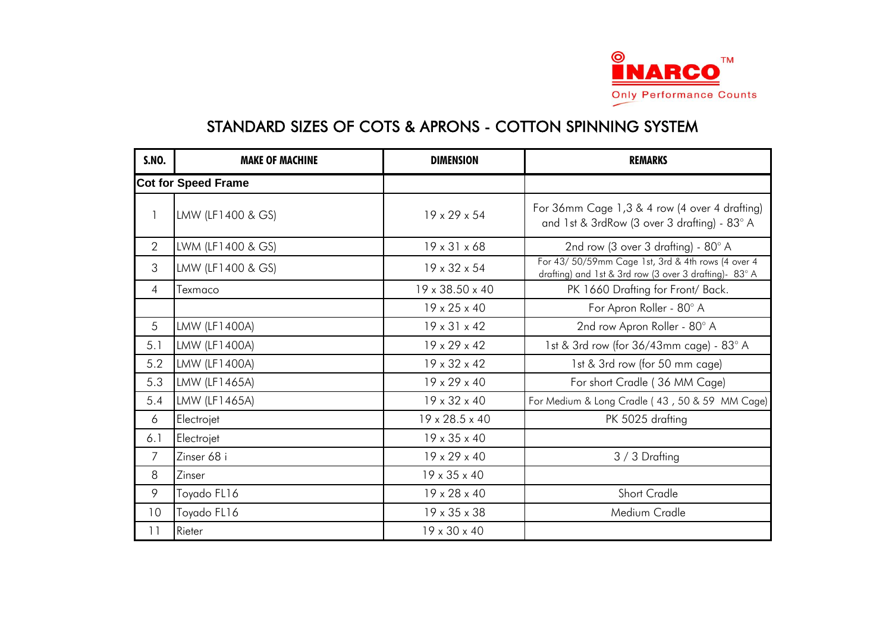INARCO™
Only Performance Counts

# STANDARD SIZES OF COTS & APRONS - COTTON SPINNING SYSTEM

| S.NO. | MAKE OF MACHINE | DIMENSION | REMARKS |
|---|---|---|---|
| **Cot for Speed Frame** | | | |
| 1 | LMW (LF1400 & GS) | 19 x 29 x 54 | For 36mm Cage 1,3 & 4 row (4 over 4 drafting) and 1st & 3rdRow (3 over 3 drafting) - 83° A |
| 2 | LWM (LF1400 & GS) | 19 x 31 x 68 | 2nd row (3 over 3 drafting) - 80° A |
| 3 | LMW (LF1400 & GS) | 19 x 32 x 54 | For 43/ 50/59mm Cage 1st, 3rd & 4th rows (4 over 4 drafting) and 1st & 3rd row (3 over 3 drafting)- 83° A |
| 4 | Texmaco | 19 x 38.50 x 40 | PK 1660 Drafting for Front/ Back. |
| | | 19 x 25 x 40 | For Apron Roller - 80° A |
| 5 | LMW (LF1400A) | 19 x 31 x 42 | 2nd row Apron Roller - 80° A |
| 5.1 | LMW (LF1400A) | 19 x 29 x 42 | 1st & 3rd row (for 36/43mm cage) - 83° A |
| 5.2 | LMW (LF1400A) | 19 x 32 x 42 | 1st & 3rd row (for 50 mm cage) |
| 5.3 | LMW (LF1465A) | 19 x 29 x 40 | For short Cradle ( 36 MM Cage) |
| 5.4 | LMW (LF1465A) | 19 x 32 x 40 | For Medium & Long Cradle ( 43 , 50 & 59 MM Cage) |
| 6 | Electrojet | 19 x 28.5 x 40 | PK 5025 drafting |
| 6.1 | Electrojet | 19 x 35 x 40 | |
| 7 | Zinser 68 i | 19 x 29 x 40 | 3 / 3 Drafting |
| 8 | Zinser | 19 x 35 x 40 | |
| 9 | Toyado FL16 | 19 x 28 x 40 | Short Cradle |
| 10 | Toyado FL16 | 19 x 35 x 38 | Medium Cradle |
| 11 | Rieter | 19 x 30 x 40 | |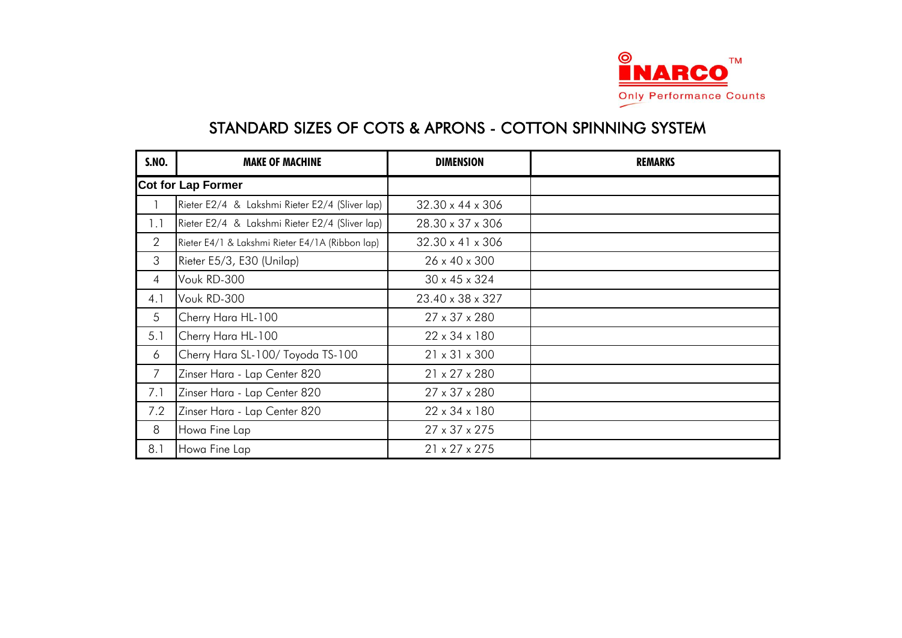INARCO™
Only Performance Counts

# STANDARD SIZES OF COTS & APRONS - COTTON SPINNING SYSTEM

| S.NO. | MAKE OF MACHINE | DIMENSION | REMARKS |
|---|---|---|---|
| **Cot for Lap Former** | | | |
| 1 | Rieter E2/4 & Lakshmi Rieter E2/4 (Sliver lap) | 32.30 x 44 x 306 | |
| 1.1 | Rieter E2/4 & Lakshmi Rieter E2/4 (Sliver lap) | 28.30 x 37 x 306 | |
| 2 | Rieter E4/1 & Lakshmi Rieter E4/1A (Ribbon lap) | 32.30 x 41 x 306 | |
| 3 | Rieter E5/3, E30 (Unilap) | 26 x 40 x 300 | |
| 4 | Vouk RD-300 | 30 x 45 x 324 | |
| 4.1 | Vouk RD-300 | 23.40 x 38 x 327 | |
| 5 | Cherry Hara HL-100 | 27 x 37 x 280 | |
| 5.1 | Cherry Hara HL-100 | 22 x 34 x 180 | |
| 6 | Cherry Hara SL-100/ Toyoda TS-100 | 21 x 31 x 300 | |
| 7 | Zinser Hara - Lap Center 820 | 21 x 27 x 280 | |
| 7.1 | Zinser Hara - Lap Center 820 | 27 x 37 x 280 | |
| 7.2 | Zinser Hara - Lap Center 820 | 22 x 34 x 180 | |
| 8 | Howa Fine Lap | 27 x 37 x 275 | |
| 8.1 | Howa Fine Lap | 21 x 27 x 275 | |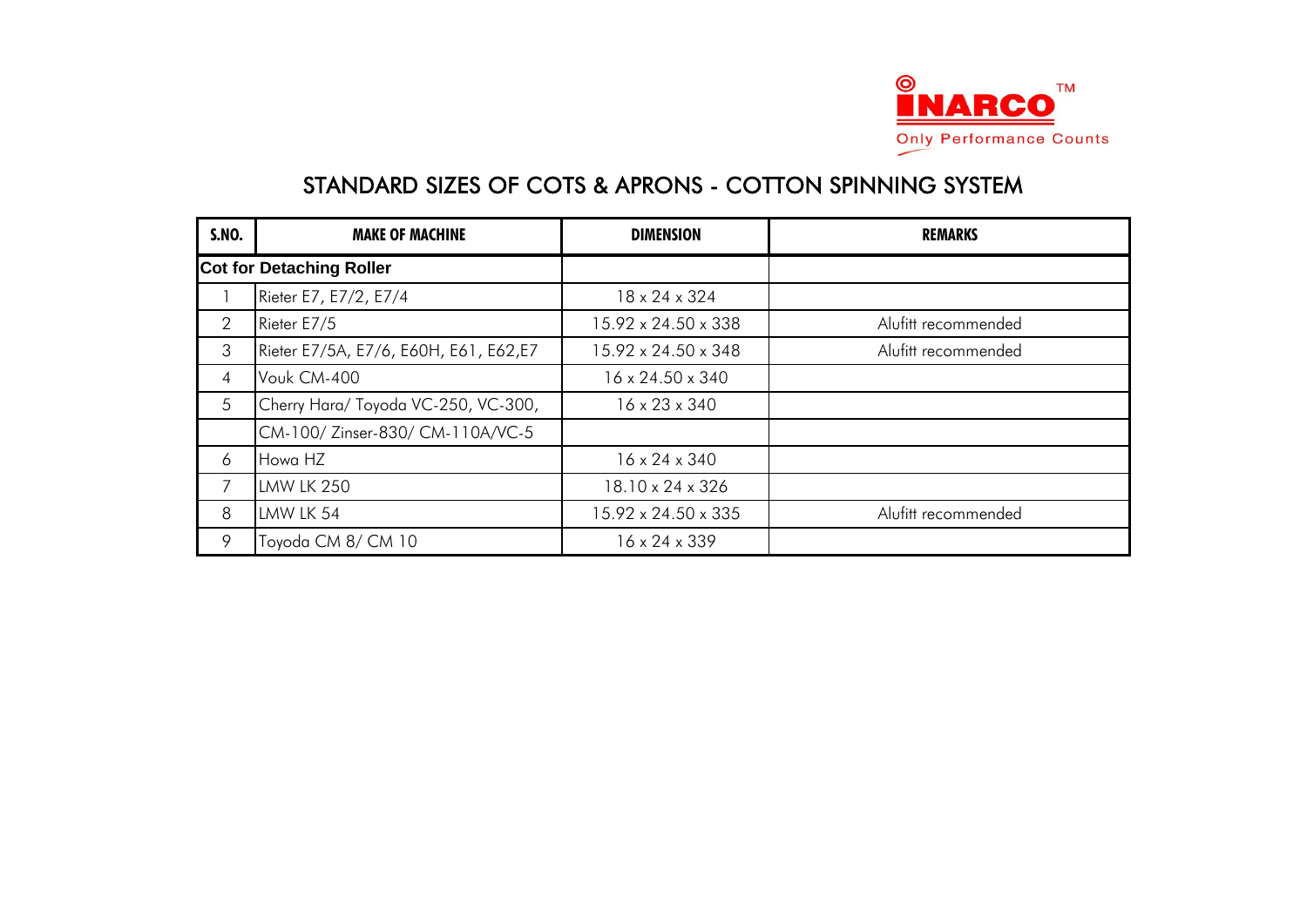INARCO™
Only Performance Counts

# STANDARD SIZES OF COTS & APRONS - COTTON SPINNING SYSTEM

| S.NO. | MAKE OF MACHINE | DIMENSION | REMARKS |
|---|---|---|---|
| **Cot for Detaching Roller** | | | |
| 1 | Rieter E7, E7/2, E7/4 | 18 x 24 x 324 | |
| 2 | Rieter E7/5 | 15.92 x 24.50 x 338 | Alufitt recommended |
| 3 | Rieter E7/5A, E7/6, E60H, E61, E62,E7 | 15.92 x 24.50 x 348 | Alufitt recommended |
| 4 | Vouk CM-400 | 16 x 24.50 x 340 | |
| 5 | Cherry Hara/ Toyoda VC-250, VC-300, | 16 x 23 x 340 | |
| | CM-100/ Zinser-830/ CM-110A/VC-5 | | |
| 6 | Howa HZ | 16 x 24 x 340 | |
| 7 | LMW LK 250 | 18.10 x 24 x 326 | |
| 8 | LMW LK 54 | 15.92 x 24.50 x 335 | Alufitt recommended |
| 9 | Toyoda CM 8/ CM 10 | 16 x 24 x 339 | |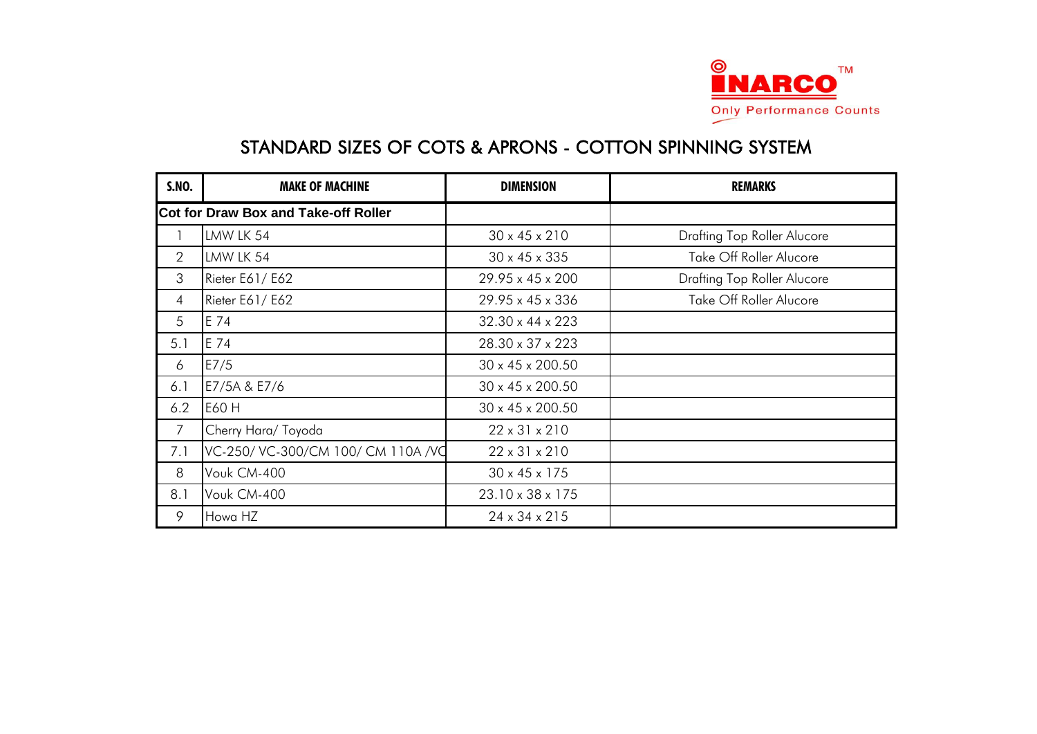INARCO™
Only Performance Counts

# STANDARD SIZES OF COTS & APRONS - COTTON SPINNING SYSTEM

| S.NO. | MAKE OF MACHINE | DIMENSION | REMARKS |
|---|---|---|---|
| **Cot for Draw Box and Take-off Roller** | | | |
| 1 | LMW LK 54 | 30 x 45 x 210 | Drafting Top Roller Alucore |
| 2 | LMW LK 54 | 30 x 45 x 335 | Take Off Roller Alucore |
| 3 | Rieter E61/ E62 | 29.95 x 45 x 200 | Drafting Top Roller Alucore |
| 4 | Rieter E61/ E62 | 29.95 x 45 x 336 | Take Off Roller Alucore |
| 5 | E 74 | 32.30 x 44 x 223 | |
| 5.1 | E 74 | 28.30 x 37 x 223 | |
| 6 | E7/5 | 30 x 45 x 200.50 | |
| 6.1 | E7/5A & E7/6 | 30 x 45 x 200.50 | |
| 6.2 | E60 H | 30 x 45 x 200.50 | |
| 7 | Cherry Hara/ Toyoda | 22 x 31 x 210 | |
| 7.1 | VC-250/ VC-300/CM 100/ CM 110A /VC | 22 x 31 x 210 | |
| 8 | Vouk CM-400 | 30 x 45 x 175 | |
| 8.1 | Vouk CM-400 | 23.10 x 38 x 175 | |
| 9 | Howa HZ | 24 x 34 x 215 | |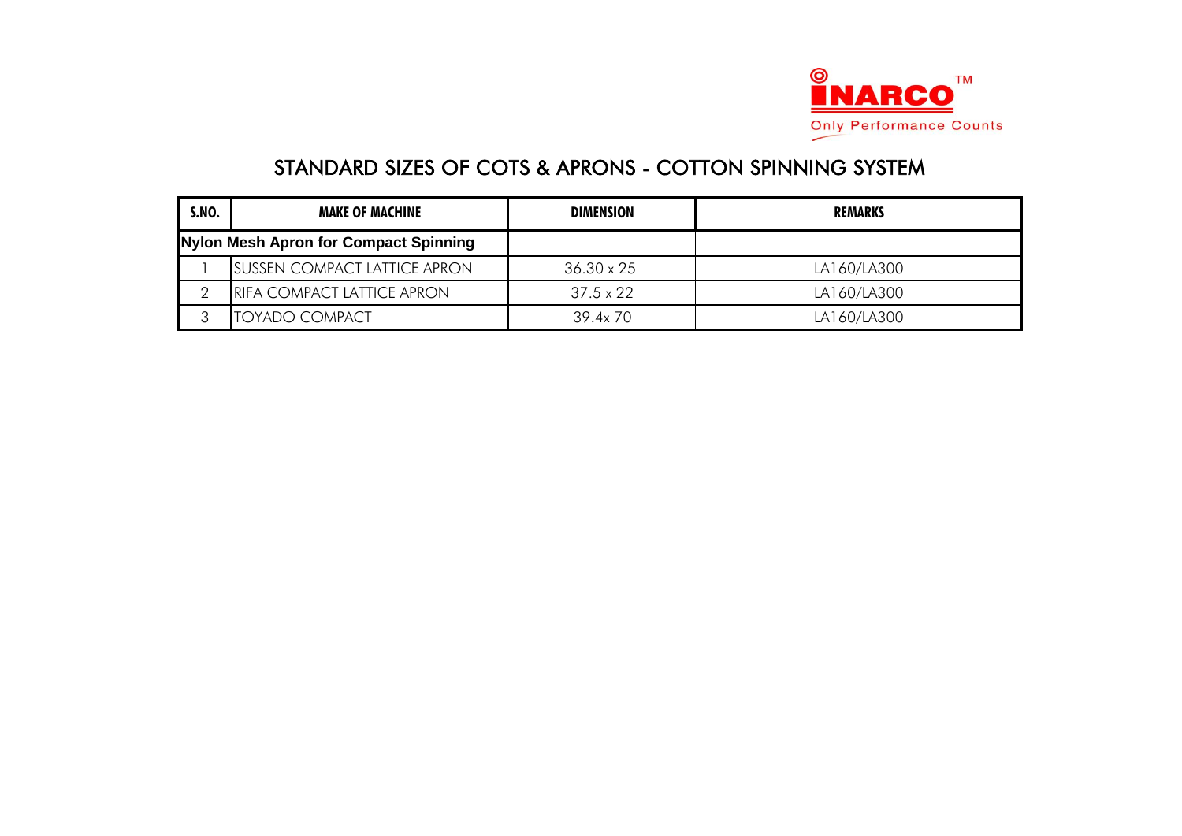INARCO™
Only Performance Counts

# STANDARD SIZES OF COTS & APRONS - COTTON SPINNING SYSTEM

| S.NO. | MAKE OF MACHINE | DIMENSION | REMARKS |
|---|---|---|---|
| **Nylon Mesh Apron for Compact Spinning** | | | |
| 1 | SUSSEN COMPACT LATTICE APRON | 36.30 x 25 | LA160/LA300 |
| 2 | RIFA COMPACT LATTICE APRON | 37.5 x 22 | LA160/LA300 |
| 3 | TOYADO COMPACT | 39.4x 70 | LA160/LA300 |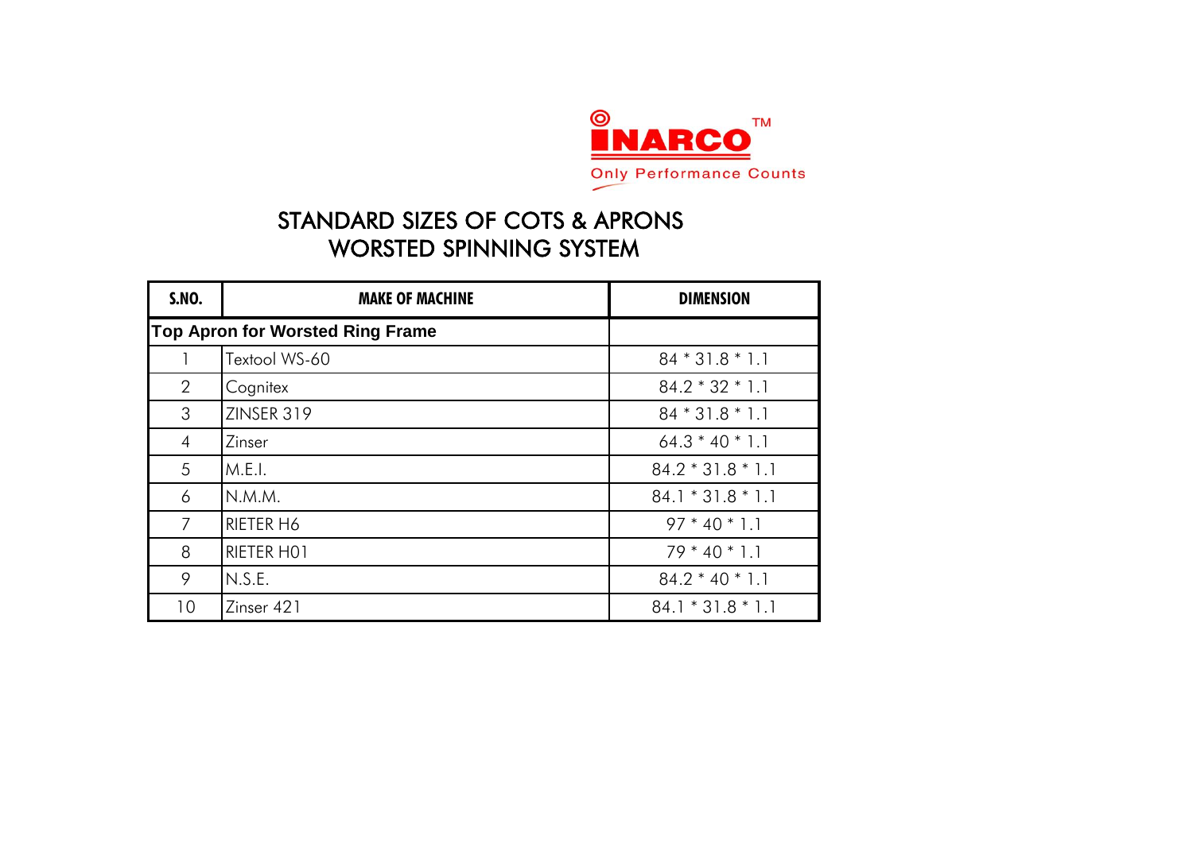INARCO™

Only Performance Counts

# STANDARD SIZES OF COTS & APRONS
# WORSTED SPINNING SYSTEM

| S.NO. | MAKE OF MACHINE | DIMENSION |
|---|---|---|
| **Top Apron for Worsted Ring Frame** | | |
| 1 | Textool WS-60 | 84 * 31.8 * 1.1 |
| 2 | Cognitex | 84.2 * 32 * 1.1 |
| 3 | ZINSER 319 | 84 * 31.8 * 1.1 |
| 4 | Zinser | 64.3 * 40 * 1.1 |
| 5 | M.E.I. | 84.2 * 31.8 * 1.1 |
| 6 | N.M.M. | 84.1 * 31.8 * 1.1 |
| 7 | RIETER H6 | 97 * 40 * 1.1 |
| 8 | RIETER H01 | 79 * 40 * 1.1 |
| 9 | N.S.E. | 84.2 * 40 * 1.1 |
| 10 | Zinser 421 | 84.1 * 31.8 * 1.1 |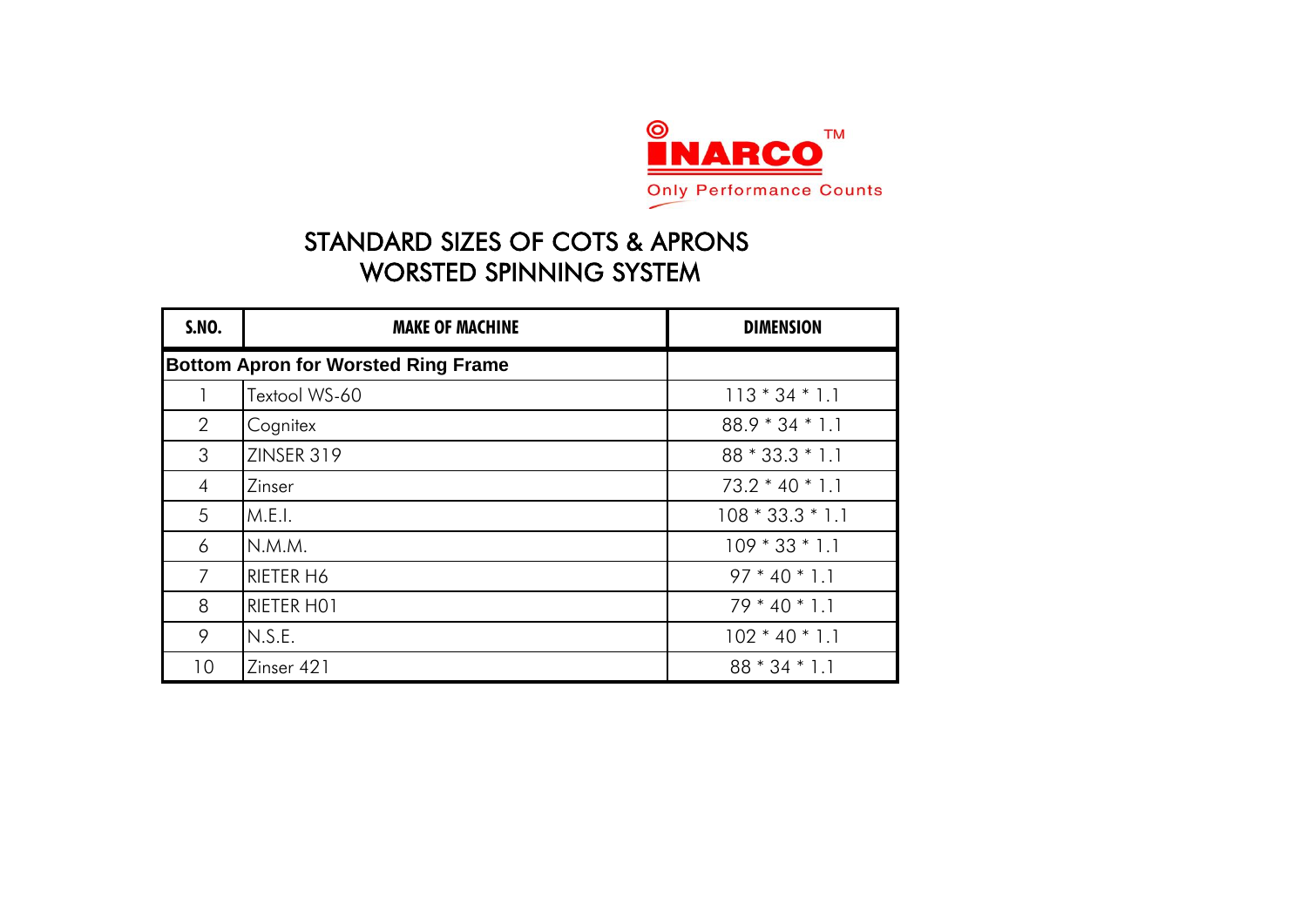INARCO™

Only Performance Counts

# STANDARD SIZES OF COTS & APRONS
# WORSTED SPINNING SYSTEM

| S.NO. | MAKE OF MACHINE | DIMENSION |
|---|---|---|
| **Bottom Apron for Worsted Ring Frame** | | |
| 1 | Textool WS-60 | 113 * 34 * 1.1 |
| 2 | Cognitex | 88.9 * 34 * 1.1 |
| 3 | ZINSER 319 | 88 * 33.3 * 1.1 |
| 4 | Zinser | 73.2 * 40 * 1.1 |
| 5 | M.E.I. | 108 * 33.3 * 1.1 |
| 6 | N.M.M. | 109 * 33 * 1.1 |
| 7 | RIETER H6 | 97 * 40 * 1.1 |
| 8 | RIETER H01 | 79 * 40 * 1.1 |
| 9 | N.S.E. | 102 * 40 * 1.1 |
| 10 | Zinser 421 | 88 * 34 * 1.1 |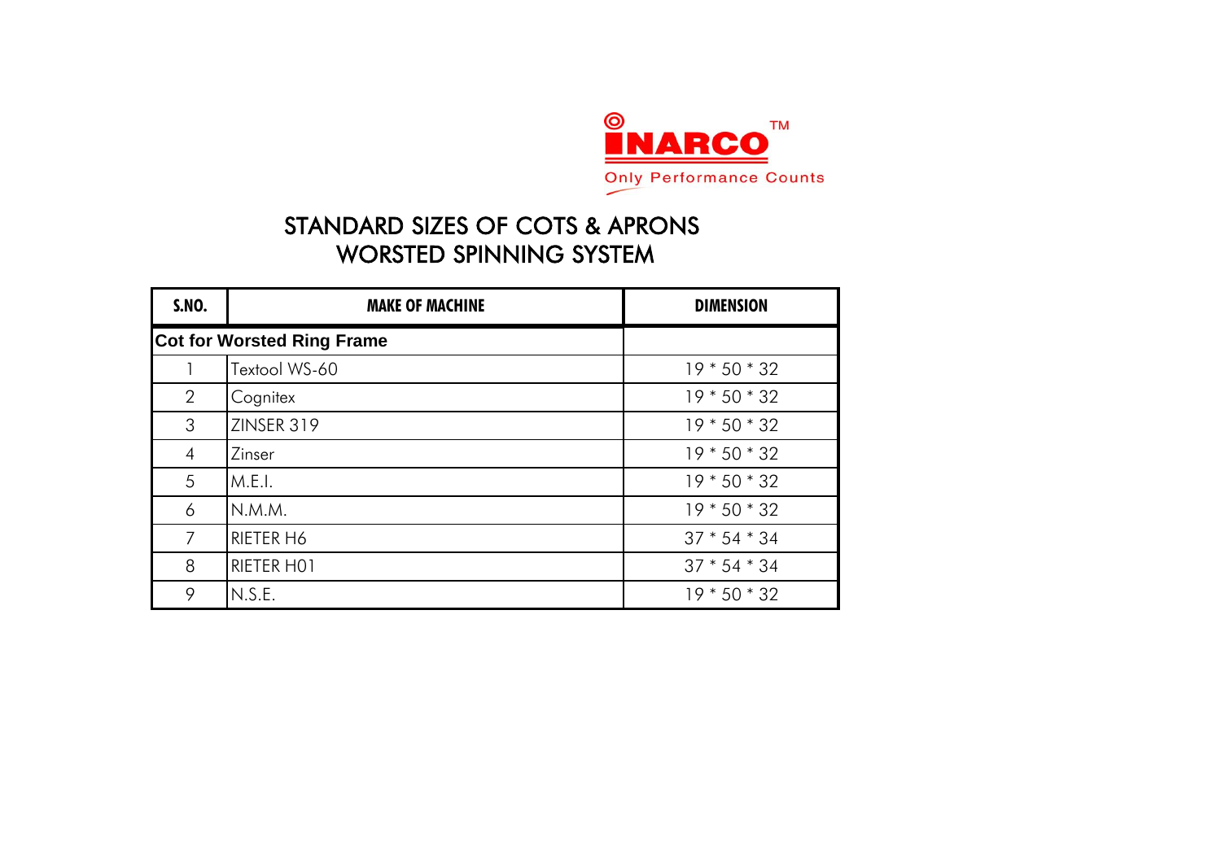INARCO™

Only Performance Counts

# STANDARD SIZES OF COTS & APRONS
# WORSTED SPINNING SYSTEM

| S.NO. | MAKE OF MACHINE | DIMENSION |
|---|---|---|
| **Cot for Worsted Ring Frame** | | |
| 1 | Textool WS-60 | 19 * 50 * 32 |
| 2 | Cognitex | 19 * 50 * 32 |
| 3 | ZINSER 319 | 19 * 50 * 32 |
| 4 | Zinser | 19 * 50 * 32 |
| 5 | M.E.I. | 19 * 50 * 32 |
| 6 | N.M.M. | 19 * 50 * 32 |
| 7 | RIETER H6 | 37 * 54 * 34 |
| 8 | RIETER H01 | 37 * 54 * 34 |
| 9 | N.S.E. | 19 * 50 * 32 |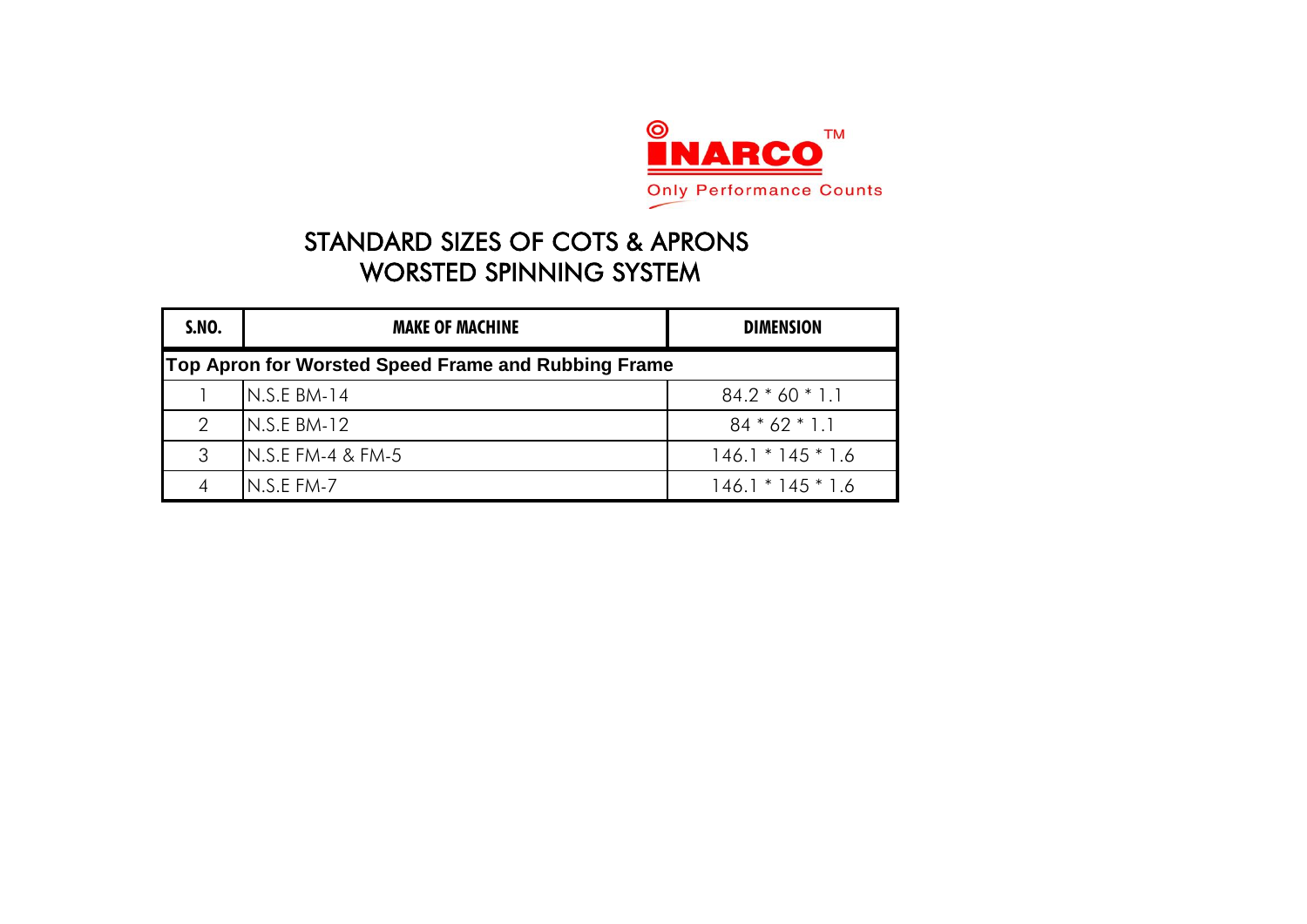INARCO™

Only Performance Counts

# STANDARD SIZES OF COTS & APRONS
# WORSTED SPINNING SYSTEM

| S.NO. | MAKE OF MACHINE | DIMENSION |
|---|---|---|
| **Top Apron for Worsted Speed Frame and Rubbing Frame** | | |
| 1 | N.S.E BM-14 | 84.2 * 60 * 1.1 |
| 2 | N.S.E BM-12 | 84 * 62 * 1.1 |
| 3 | N.S.E FM-4 & FM-5 | 146.1 * 145 * 1.6 |
| 4 | N.S.E FM-7 | 146.1 * 145 * 1.6 |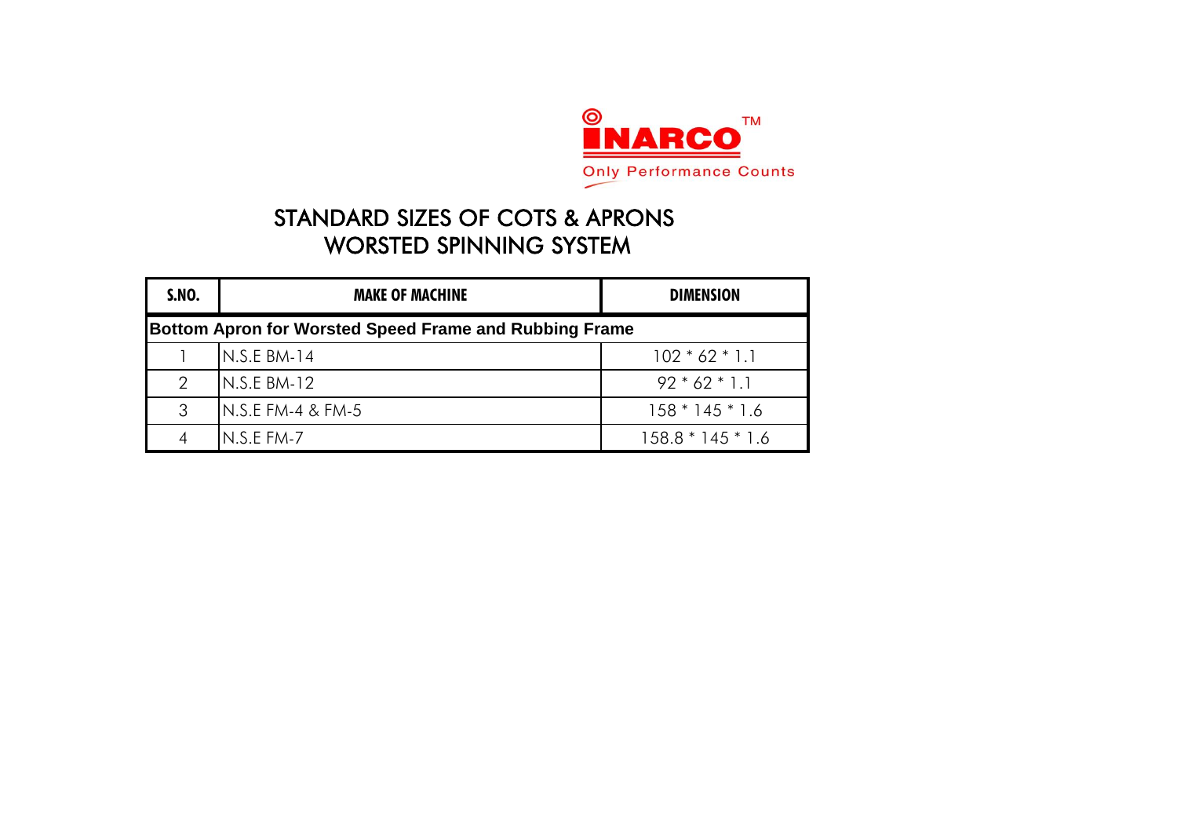INARCO™

Only Performance Counts

# STANDARD SIZES OF COTS & APRONS
# WORSTED SPINNING SYSTEM

| S.NO. | MAKE OF MACHINE | DIMENSION |
|---|---|---|
| **Bottom Apron for Worsted Speed Frame and Rubbing Frame** | | |
| 1 | N.S.E BM-14 | 102 * 62 * 1.1 |
| 2 | N.S.E BM-12 | 92 * 62 * 1.1 |
| 3 | N.S.E FM-4 & FM-5 | 158 * 145 * 1.6 |
| 4 | N.S.E FM-7 | 158.8 * 145 * 1.6 |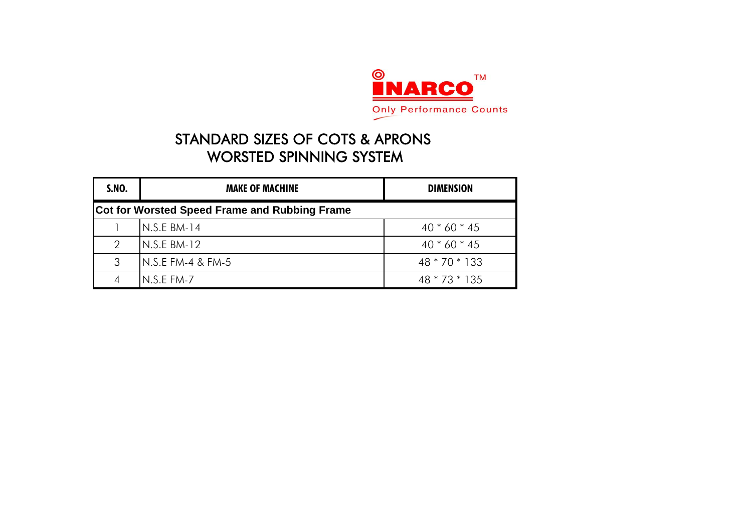INARCO™

Only Performance Counts

# STANDARD SIZES OF COTS & APRONS
# WORSTED SPINNING SYSTEM

| S.NO. | MAKE OF MACHINE | DIMENSION |
|---|---|---|
| **Cot for Worsted Speed Frame and Rubbing Frame** | | |
| 1 | N.S.E BM-14 | 40 * 60 * 45 |
| 2 | N.S.E BM-12 | 40 * 60 * 45 |
| 3 | N.S.E FM-4 & FM-5 | 48 * 70 * 133 |
| 4 | N.S.E FM-7 | 48 * 73 * 135 |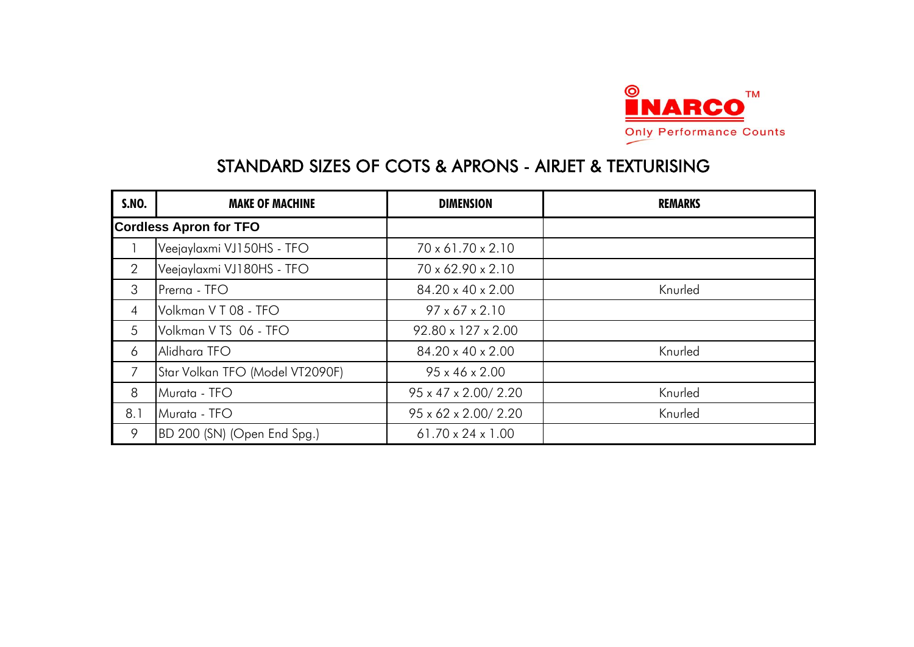INARCO™

Only Performance Counts

# STANDARD SIZES OF COTS & APRONS - AIRJET & TEXTURISING

| S.NO. | MAKE OF MACHINE | DIMENSION | REMARKS |
|---|---|---|---|
| **Cordless Apron for TFO** | | | |
| 1 | Veejaylaxmi VJ150HS - TFO | 70 x 61.70 x 2.10 | |
| 2 | Veejaylaxmi VJ180HS - TFO | 70 x 62.90 x 2.10 | |
| 3 | Prerna - TFO | 84.20 x 40 x 2.00 | Knurled |
| 4 | Volkman V T 08 - TFO | 97 x 67 x 2.10 | |
| 5 | Volkman V TS 06 - TFO | 92.80 x 127 x 2.00 | |
| 6 | Alidhara TFO | 84.20 x 40 x 2.00 | Knurled |
| 7 | Star Volkan TFO (Model VT2090F) | 95 x 46 x 2.00 | |
| 8 | Murata - TFO | 95 x 47 x 2.00/ 2.20 | Knurled |
| 8.1 | Murata - TFO | 95 x 62 x 2.00/ 2.20 | Knurled |
| 9 | BD 200 (SN) (Open End Spg.) | 61.70 x 24 x 1.00 | |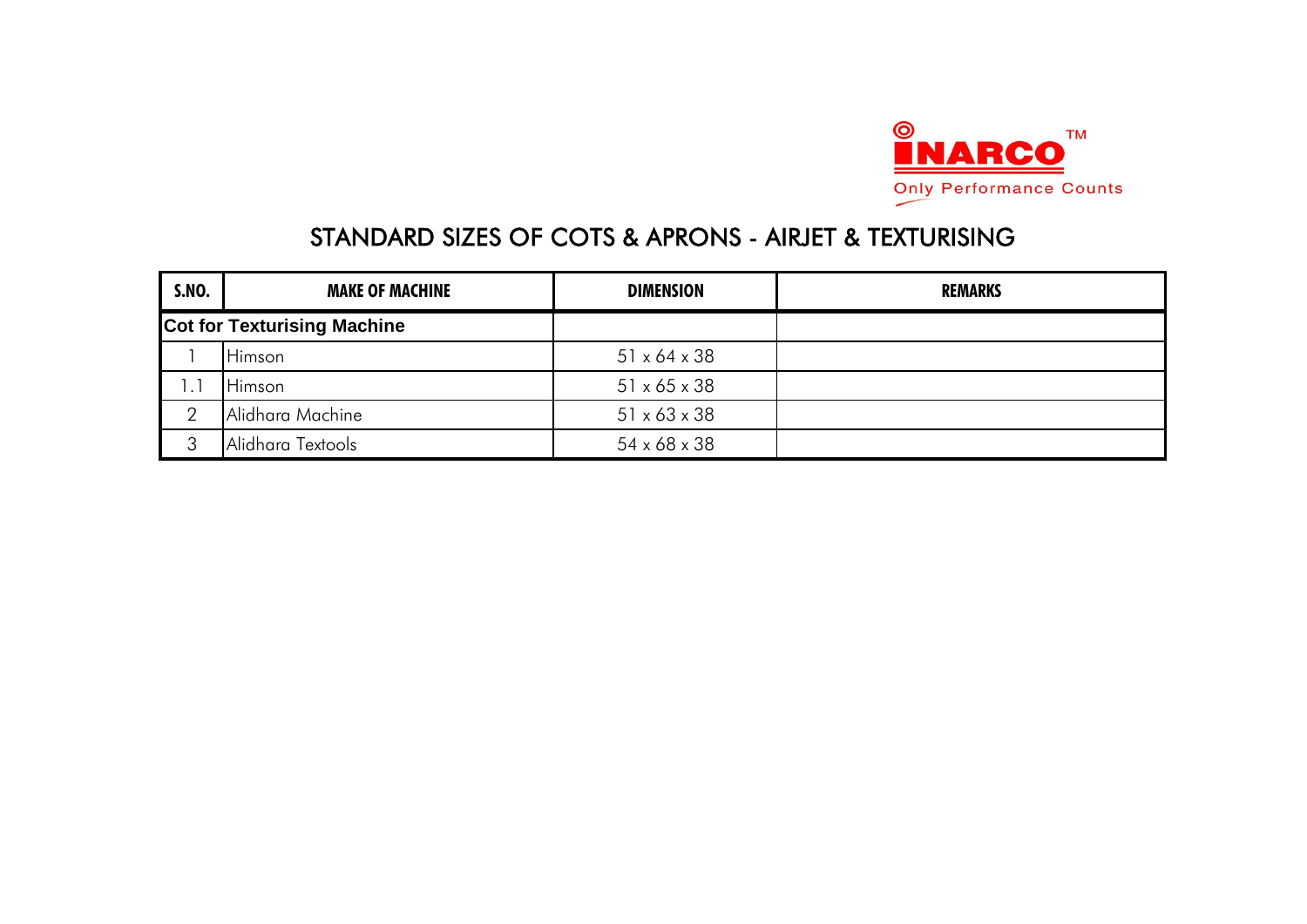INARCO™
Only Performance Counts

# STANDARD SIZES OF COTS & APRONS - AIRJET & TEXTURISING

| S.NO. | MAKE OF MACHINE | DIMENSION | REMARKS |
|---|---|---|---|
| **Cot for Texturising Machine** | | | |
| 1 | Himson | 51 x 64 x 38 | |
| 1.1 | Himson | 51 x 65 x 38 | |
| 2 | Alidhara Machine | 51 x 63 x 38 | |
| 3 | Alidhara Textools | 54 x 68 x 38 | |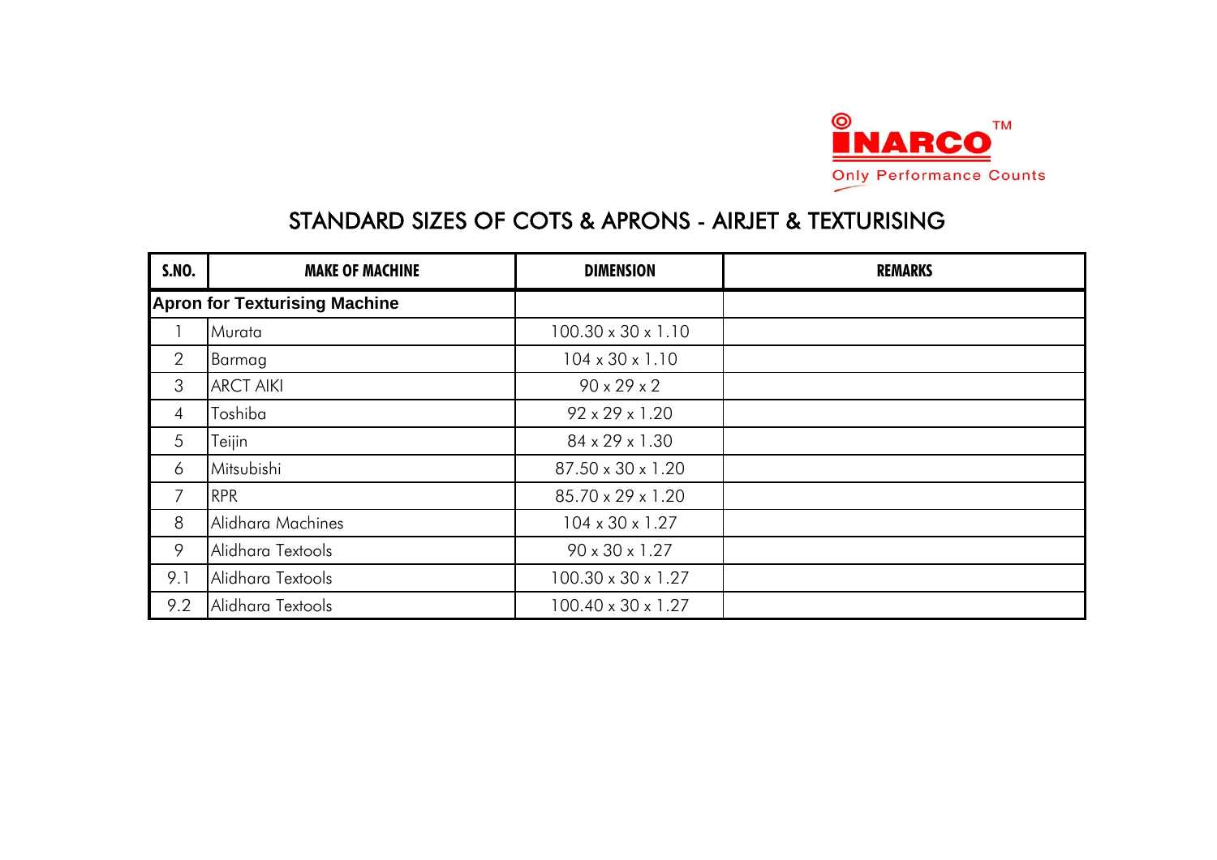INARCO™

Only Performance Counts

# STANDARD SIZES OF COTS & APRONS - AIRJET & TEXTURISING

| S.NO. | MAKE OF MACHINE | DIMENSION | REMARKS |
|---|---|---|---|
| **Apron for Texturising Machine** | | | |
| 1 | Murata | 100.30 x 30 x 1.10 | |
| 2 | Barmag | 104 x 30 x 1.10 | |
| 3 | ARCT AIKI | 90 x 29 x 2 | |
| 4 | Toshiba | 92 x 29 x 1.20 | |
| 5 | Teijin | 84 x 29 x 1.30 | |
| 6 | Mitsubishi | 87.50 x 30 x 1.20 | |
| 7 | RPR | 85.70 x 29 x 1.20 | |
| 8 | Alidhara Machines | 104 x 30 x 1.27 | |
| 9 | Alidhara Textools | 90 x 30 x 1.27 | |
| 9.1 | Alidhara Textools | 100.30 x 30 x 1.27 | |
| 9.2 | Alidhara Textools | 100.40 x 30 x 1.27 | |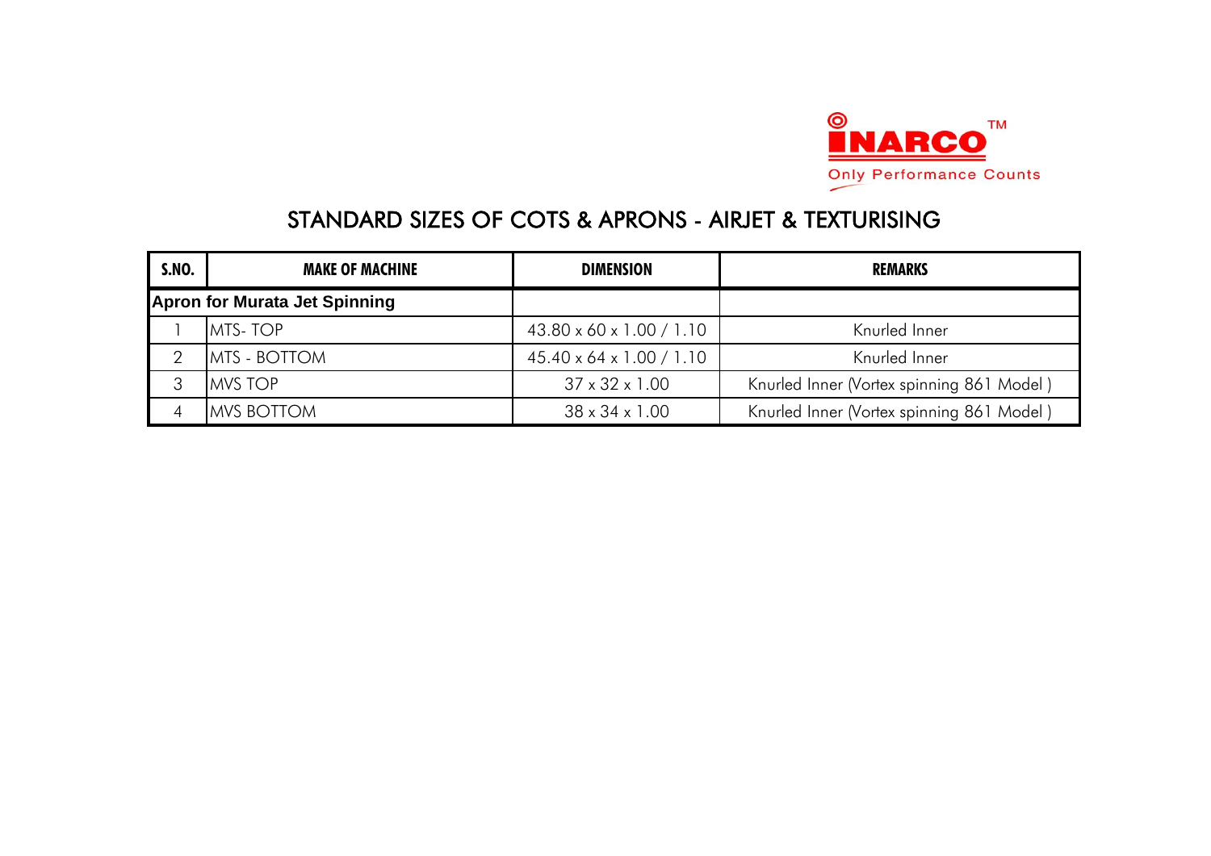INARCO™

Only Performance Counts

# STANDARD SIZES OF COTS & APRONS - AIRJET & TEXTURISING

| S.NO. | MAKE OF MACHINE | DIMENSION | REMARKS |
|---|---|---|---|
| **Apron for Murata Jet Spinning** | | | |
| 1 | MTS- TOP | 43.80 x 60 x 1.00 / 1.10 | Knurled Inner |
| 2 | MTS - BOTTOM | 45.40 x 64 x 1.00 / 1.10 | Knurled Inner |
| 3 | MVS TOP | 37 x 32 x 1.00 | Knurled Inner (Vortex spinning 861 Model ) |
| 4 | MVS BOTTOM | 38 x 34 x 1.00 | Knurled Inner (Vortex spinning 861 Model ) |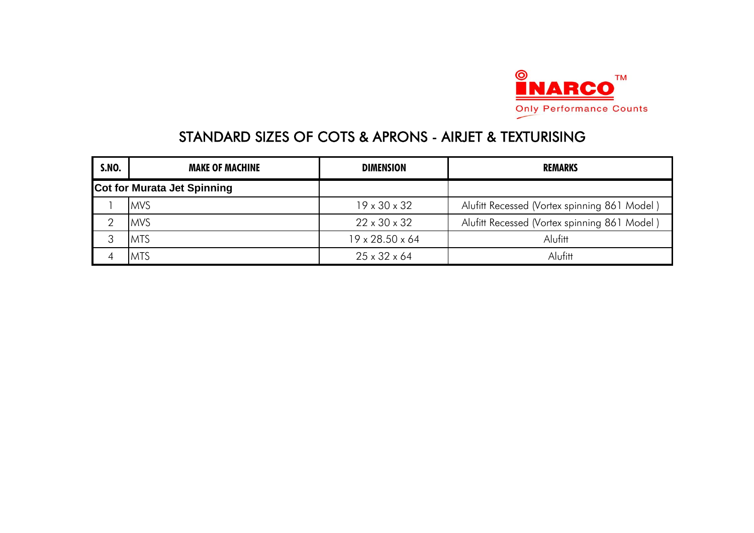INARCO™

Only Performance Counts

# STANDARD SIZES OF COTS & APRONS - AIRJET & TEXTURISING

| S.NO. | MAKE OF MACHINE | DIMENSION | REMARKS |
|---|---|---|---|
| **Cot for Murata Jet Spinning** | | | |
| 1 | MVS | 19 x 30 x 32 | Alufitt Recessed (Vortex spinning 861 Model ) |
| 2 | MVS | 22 x 30 x 32 | Alufitt Recessed (Vortex spinning 861 Model ) |
| 3 | MTS | 19 x 28.50 x 64 | Alufitt |
| 4 | MTS | 25 x 32 x 64 | Alufitt |